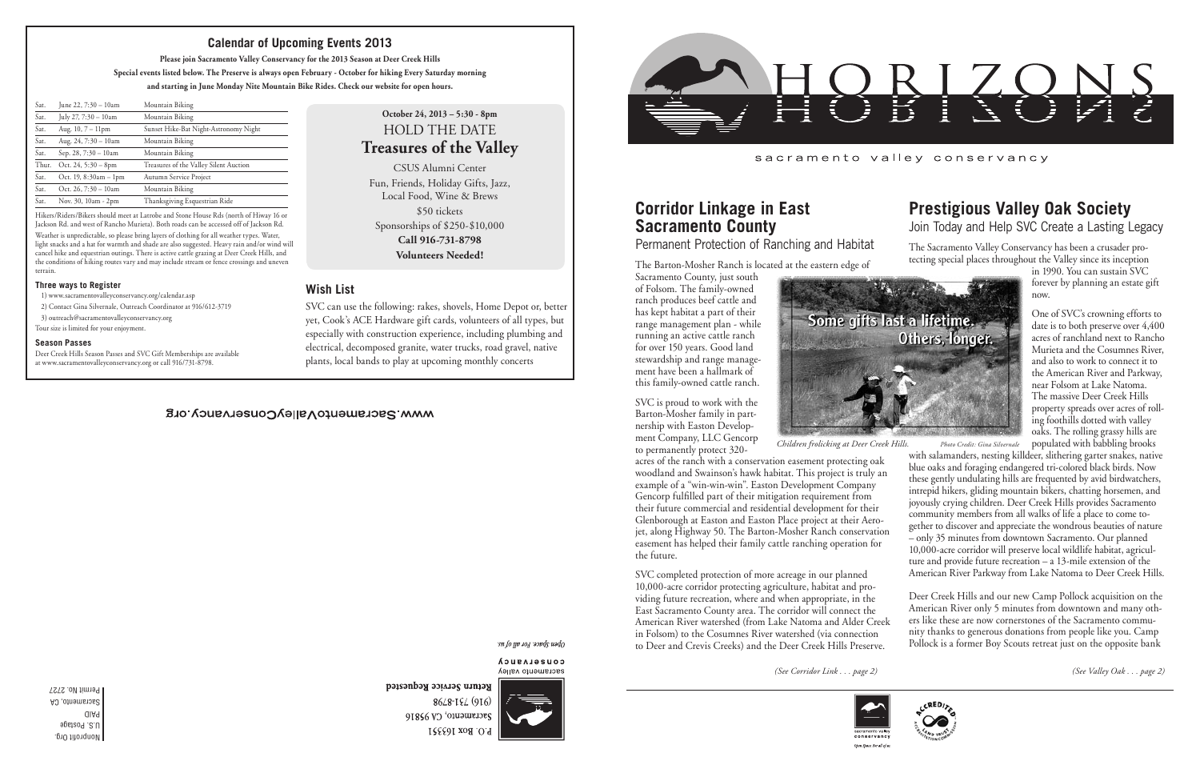## Calendar of Upcoming Events 2013

**Please join Sacramento Valley Conservancy for the 2013 Season at Deer Creek Hills**

**Special events listed below. The Preserve is always open February - October for hiking Every Saturday morning and starting in June Monday Nite Mountain Bike Rides. Check our website for open hours.**

| | | |
|---|---|---|
| Sat. | June 22, 7:30 – 10am | Mountain Biking |
| Sat. | July 27, 7:30 – 10am | Mountain Biking |
| Sat. | Aug. 10, 7 – 11pm | Sunset Hike-Bat Night-Astronomy Night |
| Sat. | Aug. 24, 7:30 – 10am | Mountain Biking |
| Sat. | Sep. 28, 7:30 – 10am | Mountain Biking |
| Thur. | Oct. 24, 5:30 – 8pm | Treasures of the Valley Silent Auction |
| Sat. | Oct. 19, 8:30am – 1pm | Autumn Service Project |
| Sat. | Oct. 26, 7:30 – 10am | Mountain Biking |
| Sat. | Nov. 30, 10am - 2pm | Thanksgiving Equestrian Ride |

Hikers/Riders/Bikers should meet at Latrobe and Stone House Rds (north of Hiway 16 or Jackson Rd. and west of Rancho Murieta). Both roads can be accessed off of Jackson Rd.

Weather is unpredictable, so please bring layers of clothing for all weather types. Water, light snacks and a hat for warmth and shade are also suggested. Heavy rain and/or wind will cancel hike and equestrian outings. There is active cattle grazing at Deer Creek Hills, and the conditions of hiking routes vary and may include stream or fence crossings and uneven terrain.

### Three ways to Register

1) www.sacramentovalleyconservancy.org/calendar.asp
2) Contact Gina Silvernale, Outreach Coordinator at 916/612-3719
3) outreach@sacramentovalleyconservancy.org

Tour size is limited for your enjoyment.

### Season Passes

Deer Creek Hills Season Passes and SVC Gift Memberships are available at www.sacramentovalleyconservancy.org or call 916/731-8798.

**October 24, 2013 – 5:30 - 8pm**

HOLD THE DATE

**Treasures of the Valley**

CSUS Alumni Center

Fun, Friends, Holiday Gifts, Jazz, Local Food, Wine & Brews

$50 tickets

Sponsorships of $250-$10,000

**Call 916-731-8798**

**Volunteers Needed!**

### Wish List

SVC can use the following: rakes, shovels, Home Depot or, better yet, Cook's ACE Hardware gift cards, volunteers of all types, but especially with construction experience, including plumbing and electrical, decomposed granite, water trucks, road gravel, native plants, local bands to play at upcoming monthly concerts

www.SacramentoValleyConservancy.org

P.O. Box 163351
Sacramento, CA 95816
(916) 731-8798

**Return Service Requested**

sacramento valley conservancy

*Open Space. For all of us.*

Nonprofit Org.
U.S. Postage
PAID
Sacramento, CA
Permit No. 2727

# HORIZONS

sacramento valley conservancy

## Corridor Linkage in East Sacramento County

Permanent Protection of Ranching and Habitat

The Barton-Mosher Ranch is located at the eastern edge of Sacramento County, just south of Folsom. The family-owned ranch produces beef cattle and has kept habitat a part of their range management plan - while running an active cattle ranch for over 150 years. Good land stewardship and range management have been a hallmark of this family-owned cattle ranch.

SVC is proud to work with the Barton-Mosher family in partnership with Easton Development Company, LLC Gencorp to permanently protect 320-acres of the ranch with a conservation easement protecting oak woodland and Swainson's hawk habitat. This project is truly an example of a "win-win-win". Easton Development Company Gencorp fulfilled part of their mitigation requirement from their future commercial and residential development for their Glenborough at Easton and Easton Place project at their Aerojet, along Highway 50. The Barton-Mosher Ranch conservation easement has helped their family cattle ranching operation for the future.

SVC completed protection of more acreage in our planned 10,000-acre corridor protecting agriculture, habitat and providing future recreation, where and when appropriate, in the East Sacramento County area. The corridor will connect the American River watershed (from Lake Natoma and Alder Creek in Folsom) to the Cosumnes River watershed (via connection to Deer and Crevis Creeks) and the Deer Creek Hills Preserve.

*(See Corridor Link . . . page 2)*

## Prestigious Valley Oak Society

Join Today and Help SVC Create a Lasting Legacy

The Sacramento Valley Conservancy has been a crusader protecting special places throughout the Valley since its inception in 1990. You can sustain SVC forever by planning an estate gift now.

**Some gifts last a lifetime. Others, longer.**

*Children frolicking at Deer Creek Hills.* *Photo Credit: Gina Silvernale*

One of SVC's crowning efforts to date is to both preserve over 4,400 acres of ranchland next to Rancho Murieta and the Cosumnes River, and also to work to connect it to the American River and Parkway, near Folsom at Lake Natoma. The massive Deer Creek Hills property spreads over acres of rolling foothills dotted with valley oaks. The rolling grassy hills are populated with babbling brooks with salamanders, nesting killdeer, slithering garter snakes, native blue oaks and foraging endangered tri-colored black birds. Now these gently undulating hills are frequented by avid birdwatchers, intrepid hikers, gliding mountain bikers, chatting horsemen, and joyously crying children. Deer Creek Hills provides Sacramento community members from all walks of life a place to come together to discover and appreciate the wondrous beauties of nature – only 35 minutes from downtown Sacramento. Our planned 10,000-acre corridor will preserve local wildlife habitat, agriculture and provide future recreation – a 13-mile extension of the American River Parkway from Lake Natoma to Deer Creek Hills.

Deer Creek Hills and our new Camp Pollock acquisition on the American River only 5 minutes from downtown and many others like these are now cornerstones of the Sacramento community thanks to generous donations from people like you. Camp Pollock is a former Boy Scouts retreat just on the opposite bank

*(See Valley Oak . . . page 2)*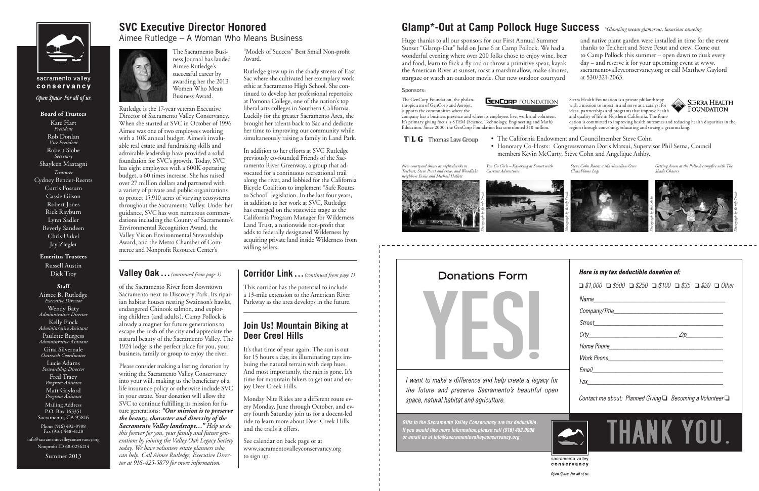sacramento valley
conservancy

*Open Space. For all of us.*

**Board of Trustees**

Kate Hart
*President*

Rob Donlan
*Vice President*

Robert Slobe
*Secretary*

Shayleen Mastagni
*Treasurer*

Cydney Bender-Reents
Curtis Fossum
Cassie Gilson
Robert Jones
Rick Rayburn
Lynn Sadler
Beverly Sandeen
Chris Unkel
Jay Ziegler

**Emeritus Trustees**

Russell Austin
Dick Troy

**Staff**

Aimee B. Rutledge
*Executive Director*

Wendy Baty
*Administrative Director*

Kelly Fiock
*Administrative Assistant*

Paulette Burgess
*Administrative Assistant*

Gina Silvernale
*Outreach Coordinator*

Lucie Adams
*Stewardship Director*

Fred Tracy
*Program Assistant*

Matt Gaylord
*Program Assistant*

Mailing Address
P.O. Box 163351
Sacramento, CA 95816

Phone (916) 492-0908
Fax (916) 448-4120

info@sacramentovalleyconservancy.org
Nonprofit ID 68-0256214

Summer 2013

## SVC Executive Director Honored

### Aimee Rutledge – A Woman Who Means Business

The Sacramento Business Journal has lauded Aimee Rutledge's successful career by awarding her the 2013 Women Who Mean Business Award.

Rutledge is the 17-year veteran Executive Director of Sacramento Valley Conservancy. When she started at SVC in October of 1996 Aimee was one of two employees working with a 10K annual budget. Aimee's invaluable real estate and fundraising skills and admirable leadership have provided a solid foundation for SVC's growth. Today, SVC has eight employees with a 600K operating budget, a 60 times increase. She has raised over 27 million dollars and partnered with a variety of private and public organizations to protect 15,910 acres of varying ecosystems throughout the Sacramento Valley. Under her guidance, SVC has won numerous commendations including the County of Sacramento's Environmental Recognition Award, the Valley Vision Environmental Stewardship Award, and the Metro Chamber of Commerce and Nonprofit Resource Center's "Models of Success" Best Small Non-profit Award.

Rutledge grew up in the shady streets of East Sac where she cultivated her exemplary work ethic at Sacramento High School. She continued to develop her professional repertoire at Pomona College, one of the nation's top liberal arts colleges in Southern California. Luckily for the greater Sacramento Area, she brought her talents back to Sac and dedicate her time to improving our community while simultaneously raising a family in Land Park.

In addition to her efforts at SVC Rutledge previously co-founded Friends of the Sacramento River Greenway, a group that advocated for a continuous recreational trail along the river, and lobbied for the California Bicycle Coalition to implement "Safe Routes to School" legislation. In the last four years, in addition to her work at SVC, Rutledge has emerged on the statewide stage as the California Program Manager for Wilderness Land Trust, a nationwide non-profit that adds to federally designated Wilderness by acquiring private land inside Wilderness from willing sellers.

## Valley Oak . . . *(continued from page 1)*

of the Sacramento River from downtown Sacramento next to Discovery Park. Its riparian habitat houses nesting Swainson's hawks, endangered Chinook salmon, and exploring children (and adults). Camp Pollock is already a magnet for future generations to escape the rush of the city and appreciate the natural beauty of the Sacramento Valley. The 1924 lodge is the perfect place for you, your business, family or group to enjoy the river.

*Please consider making a lasting donation by writing the Sacramento Valley Conservancy into your will, making us the beneficiary of a life insurance policy or otherwise include SVC in your estate. Your donation will allow the SVC to continue fulfilling its mission for future generations:* ***"Our mission is to preserve the beauty, character and diversity of the Sacramento Valley landscape…"*** *Help us do this forever for you, your family and future generations by joining the Valley Oak Legacy Society today. We have volunteer estate planners who can help. Call Aimee Rutledge, Executive Director at 916-425-5879 for more information.*

## Corridor Link . . . *(continued from page 1)*

This corridor has the potential to include a 13-mile extension to the American River Parkway as the area develops in the future.

## Join Us! Mountain Biking at Deer Creel Hills

It's that time of year again. The sun is out for 15 hours a day, its illuminating rays imbuing the natural terrain with deep hues. And most importantly, the rain is gone. It's time for mountain bikers to get out and enjoy Deer Creek Hills.

Monday Nite Rides are a different route every Monday, June through October, and every fourth Saturday join us for a docent-led ride to learn more about Deer Creek Hills and the trails it offers.

See calendar on back page or at www.sacramentovalleyconservancy.org to sign up.

## Glamp*-Out at Camp Pollock Huge Success

*\*Glamping means glamorous, luxurious camping*

Huge thanks to all our sponsors for our First Annual Summer Sunset "Glamp-Out" held on June 6 at Camp Pollock. We had a wonderful evening where over 200 folks chose to enjoy wine, beer and food, learn to flick a fly rod or throw a primitive spear, kayak the American River at sunset, roast a marshmallow, make s'mores, stargaze or watch an outdoor movie. Our new outdoor courtyard and native plant garden were installed in time for the event thanks to Teichert and Steve Pesut and crew. Come out to Camp Pollock this summer – open dawn to dusk every day – and reserve it for your upcoming event at www.sacramentovalleyconservancy.org or call Matthew Gaylord at 530/321-2063.

Sponsors:

The GenCorp Foundation, the philanthropic arm of GenCorp and Aerojet, supports the communities where the company has a business presence and where its employees live, work and volunteer. It's primary giving focus is STEM (Science, Technology, Engineering and Math) Education. Since 2000, the GenCorp Foundation has contributed $10 million.

GENCORP FOUNDATION

Sierra Health Foundation is a private philanthropy with a mission to invest in and serve as a catalyst for ideas, partnerships and programs that improve health and quality of life in Northern California. The foundation is committed to improving health outcomes and reducing health disparities in the region through convening, educating and strategic grantmaking.

SIERRA HEALTH FOUNDATION

T|L|G Thomas Law Group

- The California Endowment and Councilmember Steve Cohn
- Honorary Co-Hosts: Congresswoman Doris Matsui, Supervisor Phil Serna, Council members Kevin McCarty, Steve Cohn and Angelique Ashby.

*New courtyard shines at night thanks to Teichert, Steve Pesut and crew, and Woodlake neighbors Ernie and Michael Hallett*

*Photograph by Randy Smith*

*You Go Girls – Kayaking at Sunset with Current Adventures*

*Photograph by Randy Smith*

*Steve Cohn Roasts a Marshmellow Over CleanFlame Logs*

*Photograph by Bob Slobe*

*Getting down at the Pollock campfire with The Shade Chasers*

*Photograph by Randy Smith*

## Donations Form

YES!

*I want to make a difference and help create a legacy for the future and preserve Sacramento's beautiful open space, natural habitat and agriculture.*

***Gifts to the Sacramento Valley Conservancy are tax deductible. If you would like more information, please call (916) 492.0908 or email us at info@sacramentovalleyconservancy.org***

***Here is my tax deductible donation of:***

❑ $1,000 ❑ $500 ❑ $250 ❑ $100 ❑ $35 ❑ $20 ❑ Other

Name\_\_\_\_\_\_\_\_\_\_\_\_\_\_\_\_\_\_\_\_\_\_\_\_\_\_\_\_\_\_\_\_\_\_\_\_

Company/Title\_\_\_\_\_\_\_\_\_\_\_\_\_\_\_\_\_\_\_\_\_\_\_\_\_\_\_\_\_\_

Street\_\_\_\_\_\_\_\_\_\_\_\_\_\_\_\_\_\_\_\_\_\_\_\_\_\_\_\_\_\_\_\_\_\_\_\_

City\_\_\_\_\_\_\_\_\_\_\_\_\_\_\_\_\_\_\_\_\_\_ Zip\_\_\_\_\_\_\_\_\_\_

Home Phone\_\_\_\_\_\_\_\_\_\_\_\_\_\_\_\_\_\_\_\_\_\_\_\_\_\_\_\_\_\_

Work Phone\_\_\_\_\_\_\_\_\_\_\_\_\_\_\_\_\_\_\_\_\_\_\_\_\_\_\_\_\_\_

Email\_\_\_\_\_\_\_\_\_\_\_\_\_\_\_\_\_\_\_\_\_\_\_\_\_\_\_\_\_\_\_\_\_\_\_\_

Fax\_\_\_\_\_\_\_\_\_\_\_\_\_\_\_\_\_\_\_\_\_\_\_\_\_\_\_\_\_\_\_\_\_\_\_\_\_

Contact me about: Planned Giving ❑ Becoming a Volunteer ❑

THANK YOU.

sacramento valley
conservancy

*Open Space. For all of us.*